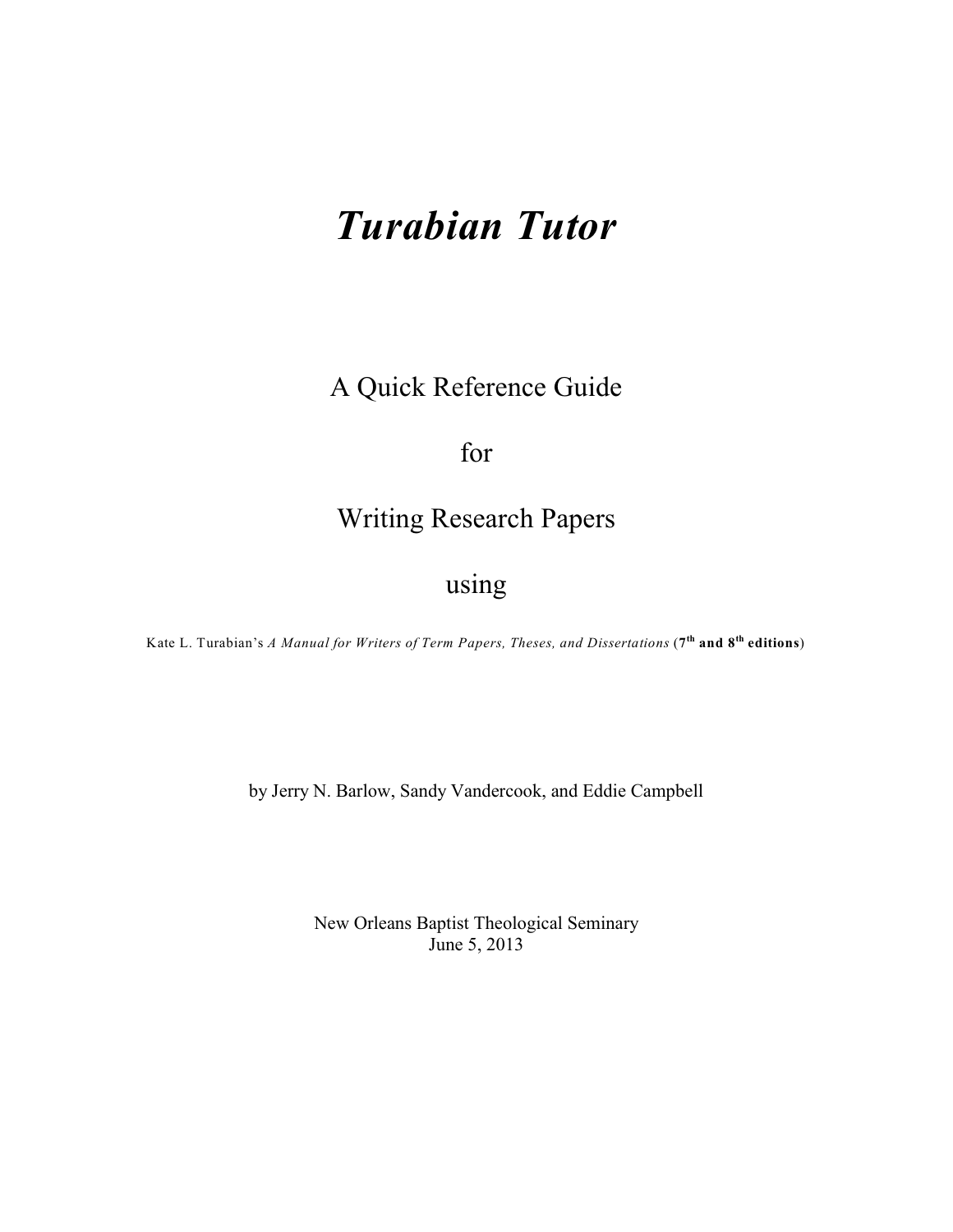# *Turabian Tutor*

A Quick Reference Guide

for

Writing Research Papers

using

Kate L. Turabian's *A Manual for Writers of Term Papers, Theses, and Dissertations* (**7th and 8th editions**)

by Jerry N. Barlow, Sandy Vandercook, and Eddie Campbell

New Orleans Baptist Theological Seminary
June 5, 2013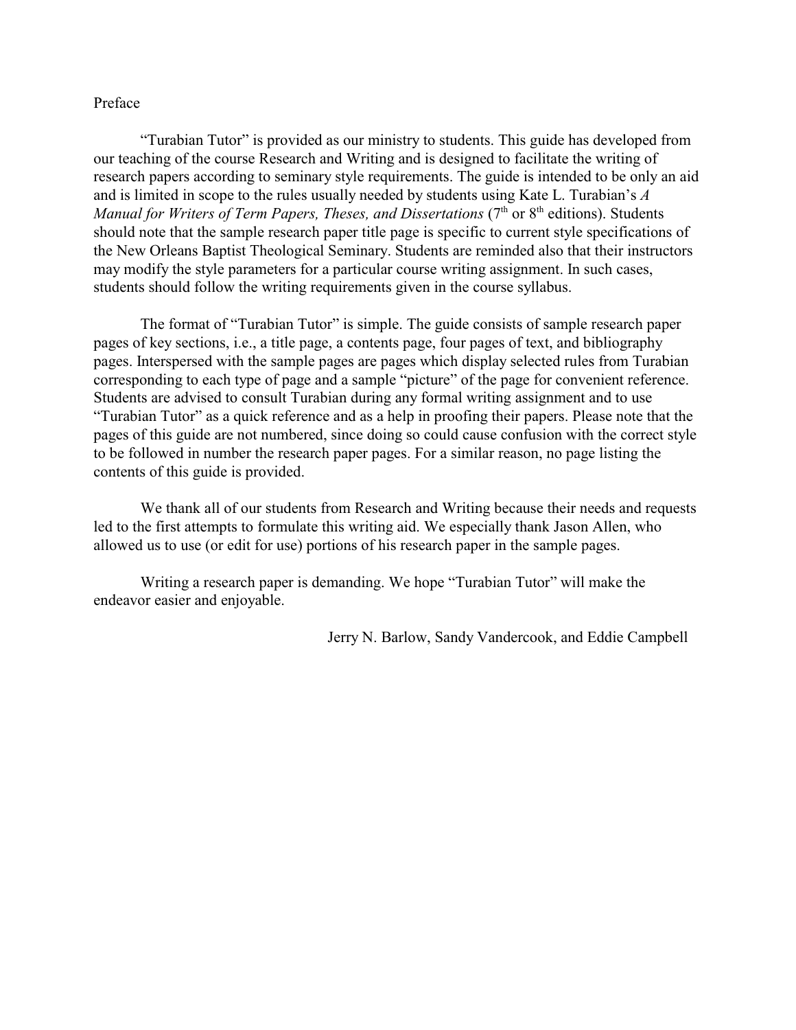# Preface

"Turabian Tutor" is provided as our ministry to students. This guide has developed from our teaching of the course Research and Writing and is designed to facilitate the writing of research papers according to seminary style requirements. The guide is intended to be only an aid and is limited in scope to the rules usually needed by students using Kate L. Turabian's *A Manual for Writers of Term Papers, Theses, and Dissertations* (7th or 8th editions). Students should note that the sample research paper title page is specific to current style specifications of the New Orleans Baptist Theological Seminary. Students are reminded also that their instructors may modify the style parameters for a particular course writing assignment. In such cases, students should follow the writing requirements given in the course syllabus.

The format of "Turabian Tutor" is simple. The guide consists of sample research paper pages of key sections, i.e., a title page, a contents page, four pages of text, and bibliography pages. Interspersed with the sample pages are pages which display selected rules from Turabian corresponding to each type of page and a sample "picture" of the page for convenient reference. Students are advised to consult Turabian during any formal writing assignment and to use "Turabian Tutor" as a quick reference and as a help in proofing their papers. Please note that the pages of this guide are not numbered, since doing so could cause confusion with the correct style to be followed in number the research paper pages. For a similar reason, no page listing the contents of this guide is provided.

We thank all of our students from Research and Writing because their needs and requests led to the first attempts to formulate this writing aid. We especially thank Jason Allen, who allowed us to use (or edit for use) portions of his research paper in the sample pages.

Writing a research paper is demanding. We hope "Turabian Tutor" will make the endeavor easier and enjoyable.

Jerry N. Barlow, Sandy Vandercook, and Eddie Campbell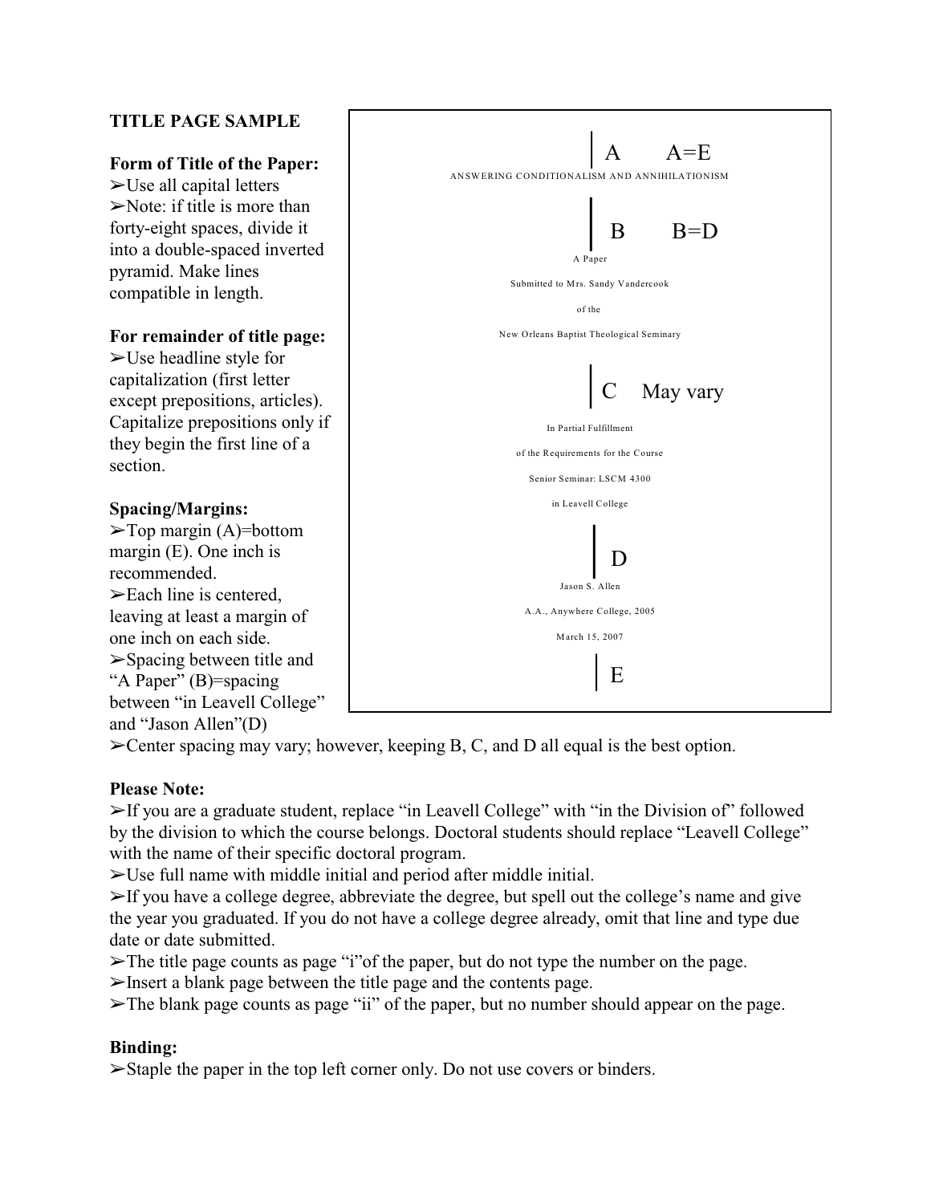**TITLE PAGE SAMPLE**

**Form of Title of the Paper:**

➢Use all capital letters

➢Note: if title is more than forty-eight spaces, divide it into a double-spaced inverted pyramid. Make lines compatible in length.

**For remainder of title page:**

➢Use headline style for capitalization (first letter except prepositions, articles). Capitalize prepositions only if they begin the first line of a section.

**Spacing/Margins:**

➢Top margin (A)=bottom margin (E). One inch is recommended.

➢Each line is centered, leaving at least a margin of one inch on each side.

➢Spacing between title and "A Paper" (B)=spacing between "in Leavell College" and "Jason Allen"(D)

---

A A=E

ANSWERING CONDITIONALISM AND ANNIHILATIONISM

B B=D

A Paper

Submitted to Mrs. Sandy Vandercook

of the

New Orleans Baptist Theological Seminary

C May vary

In Partial Fulfillment

of the Requirements for the Course

Senior Seminar: LSCM 4300

in Leavell College

D

Jason S. Allen

A.A., Anywhere College, 2005

March 15, 2007

E

---

➢Center spacing may vary; however, keeping B, C, and D all equal is the best option.

**Please Note:**

➢If you are a graduate student, replace "in Leavell College" with "in the Division of" followed by the division to which the course belongs. Doctoral students should replace "Leavell College" with the name of their specific doctoral program.

➢Use full name with middle initial and period after middle initial.

➢If you have a college degree, abbreviate the degree, but spell out the college's name and give the year you graduated. If you do not have a college degree already, omit that line and type due date or date submitted.

➢The title page counts as page "i"of the paper, but do not type the number on the page.

➢Insert a blank page between the title page and the contents page.

➢The blank page counts as page "ii" of the paper, but no number should appear on the page.

**Binding:**

➢Staple the paper in the top left corner only. Do not use covers or binders.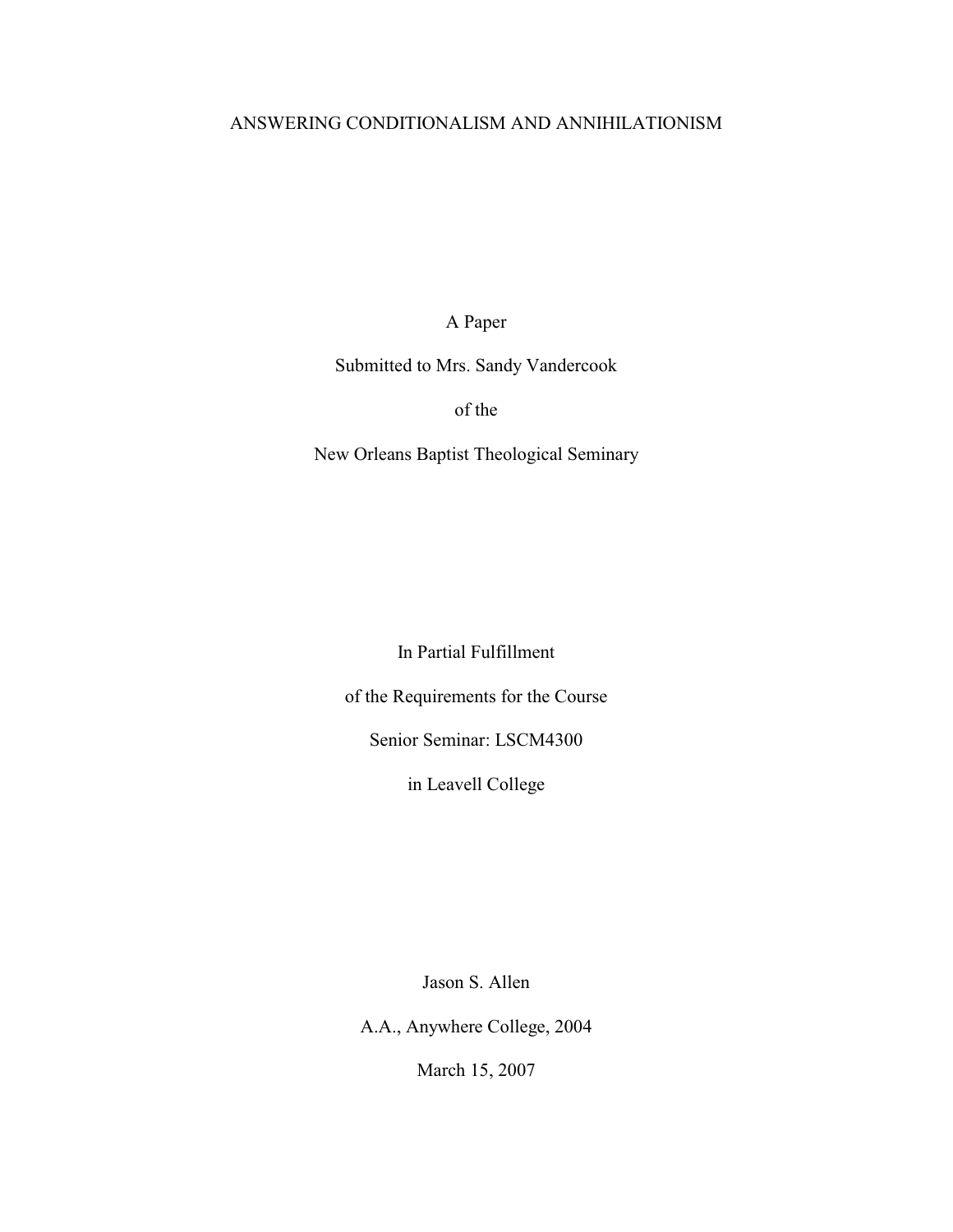# ANSWERING CONDITIONALISM AND ANNIHILATIONISM

A Paper

Submitted to Mrs. Sandy Vandercook

of the

New Orleans Baptist Theological Seminary

In Partial Fulfillment

of the Requirements for the Course

Senior Seminar: LSCM4300

in Leavell College

Jason S. Allen

A.A., Anywhere College, 2004

March 15, 2007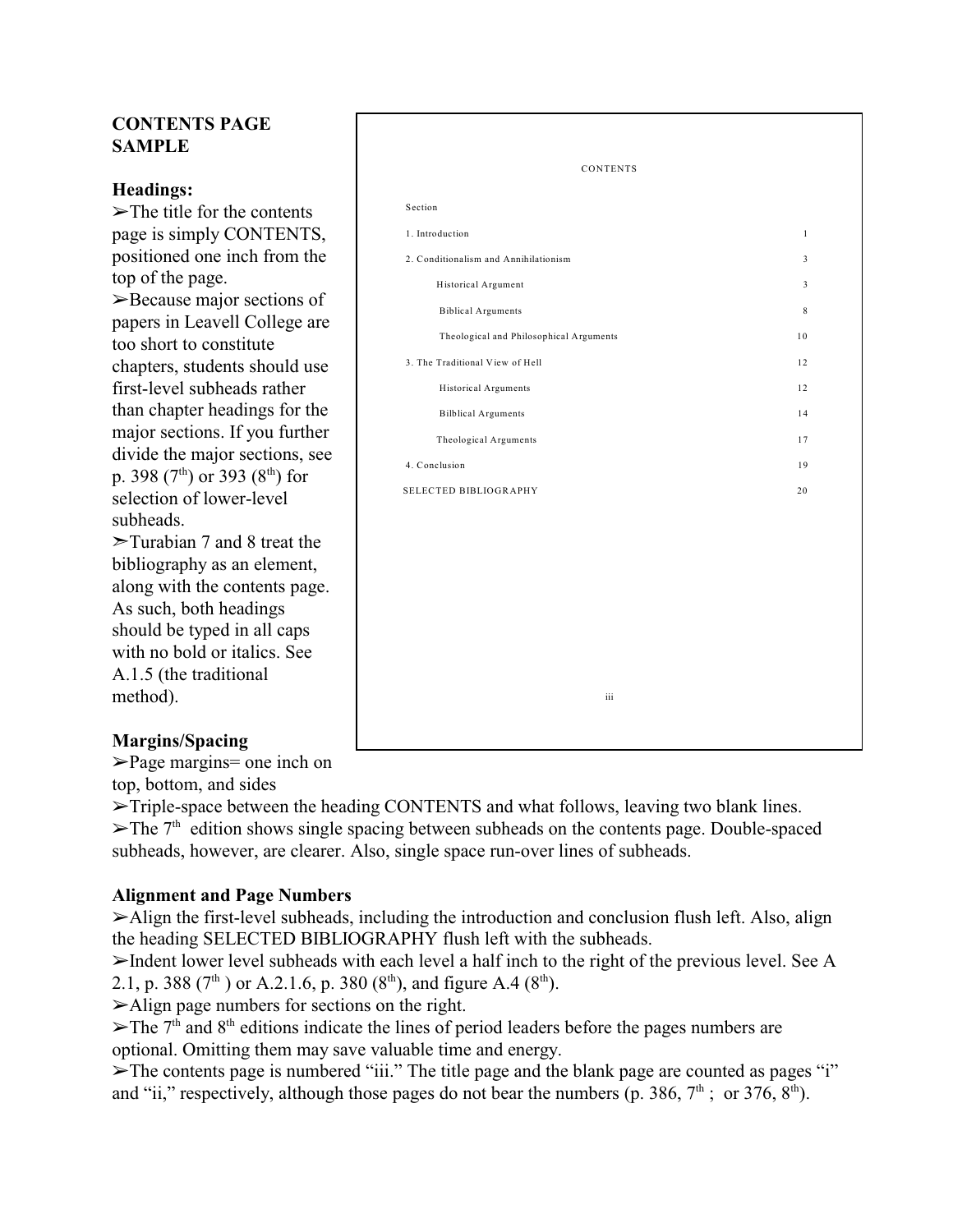**CONTENTS PAGE SAMPLE**

**Headings:**

➢The title for the contents page is simply CONTENTS, positioned one inch from the top of the page.

➢Because major sections of papers in Leavell College are too short to constitute chapters, students should use first-level subheads rather than chapter headings for the major sections. If you further divide the major sections, see p. 398 (7th) or 393 (8th) for selection of lower-level subheads.

➢Turabian 7 and 8 treat the bibliography as an element, along with the contents page. As such, both headings should be typed in all caps with no bold or italics. See A.1.5 (the traditional method).

CONTENTS

Section

| | |
|---|---|
| 1. Introduction | 1 |
| 2. Conditionalism and Annihilationism | 3 |
| Historical Argument | 3 |
| Biblical Arguments | 8 |
| Theological and Philosophical Arguments | 10 |
| 3. The Traditional View of Hell | 12 |
| Historical Arguments | 12 |
| Bilblical Arguments | 14 |
| Theological Arguments | 17 |
| 4. Conclusion | 19 |
| SELECTED BIBLIOGRAPHY | 20 |

iii

**Margins/Spacing**

➢Page margins= one inch on top, bottom, and sides

➢Triple-space between the heading CONTENTS and what follows, leaving two blank lines.

➢The 7th edition shows single spacing between subheads on the contents page. Double-spaced subheads, however, are clearer. Also, single space run-over lines of subheads.

**Alignment and Page Numbers**

➢Align the first-level subheads, including the introduction and conclusion flush left. Also, align the heading SELECTED BIBLIOGRAPHY flush left with the subheads.

➢Indent lower level subheads with each level a half inch to the right of the previous level. See A 2.1, p. 388 (7th ) or A.2.1.6, p. 380 (8th), and figure A.4 (8th).

➢Align page numbers for sections on the right.

➢The 7th and 8th editions indicate the lines of period leaders before the pages numbers are optional. Omitting them may save valuable time and energy.

➢The contents page is numbered "iii." The title page and the blank page are counted as pages "i" and "ii," respectively, although those pages do not bear the numbers (p. 386, 7th ; or 376, 8th).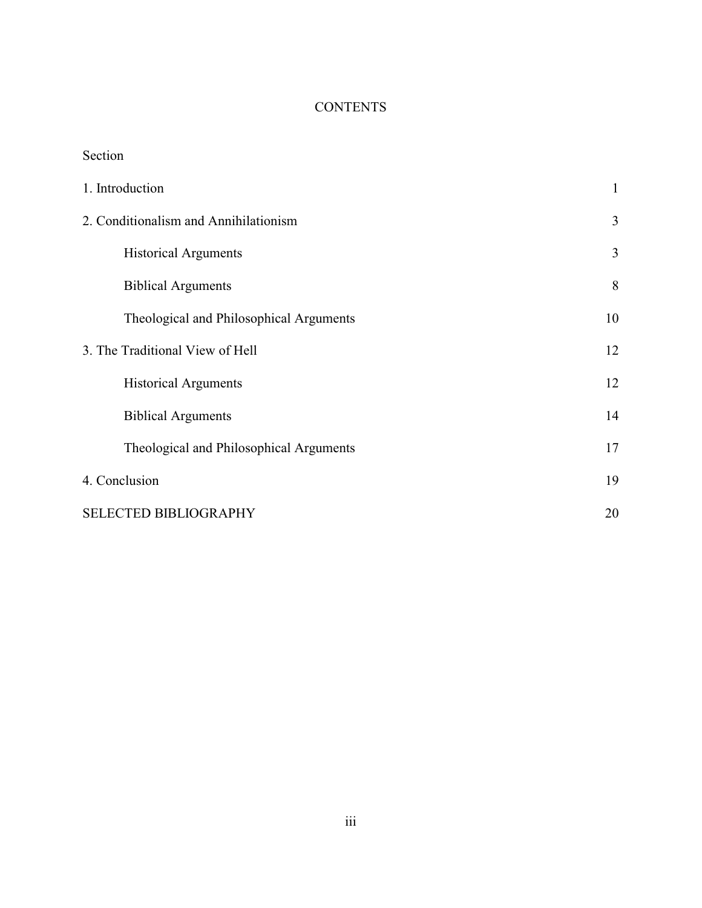# CONTENTS

Section

| | |
|---|---|
| 1. Introduction | 1 |
| 2. Conditionalism and Annihilationism | 3 |
| &nbsp;&nbsp;&nbsp;&nbsp;Historical Arguments | 3 |
| &nbsp;&nbsp;&nbsp;&nbsp;Biblical Arguments | 8 |
| &nbsp;&nbsp;&nbsp;&nbsp;Theological and Philosophical Arguments | 10 |
| 3. The Traditional View of Hell | 12 |
| &nbsp;&nbsp;&nbsp;&nbsp;Historical Arguments | 12 |
| &nbsp;&nbsp;&nbsp;&nbsp;Biblical Arguments | 14 |
| &nbsp;&nbsp;&nbsp;&nbsp;Theological and Philosophical Arguments | 17 |
| 4. Conclusion | 19 |
| SELECTED BIBLIOGRAPHY | 20 |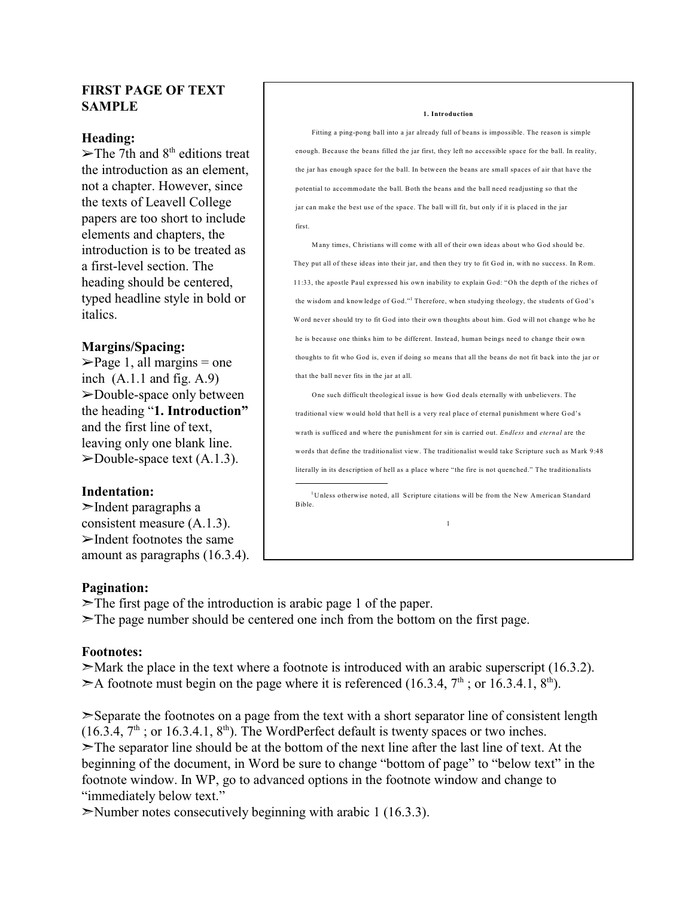**FIRST PAGE OF TEXT SAMPLE**

**Heading:**

➢The 7th and 8th editions treat the introduction as an element, not a chapter. However, since the texts of Leavell College papers are too short to include elements and chapters, the introduction is to be treated as a first-level section. The heading should be centered, typed headline style in bold or italics.

**Margins/Spacing:**

➢Page 1, all margins = one inch (A.1.1 and fig. A.9)

➢Double-space only between the heading "**1. Introduction**" and the first line of text, leaving only one blank line.

➢Double-space text (A.1.3).

**Indentation:**

➢Indent paragraphs a consistent measure (A.1.3).

➢Indent footnotes the same amount as paragraphs (16.3.4).

---

**1. Introduction**

Fitting a ping-pong ball into a jar already full of beans is impossible. The reason is simple enough. Because the beans filled the jar first, they left no accessible space for the ball. In reality, the jar has enough space for the ball. In between the beans are small spaces of air that have the potential to accommodate the ball. Both the beans and the ball need readjusting so that the jar can make the best use of the space. The ball will fit, but only if it is placed in the jar first.

Many times, Christians will come with all of their own ideas about who God should be. They put all of these ideas into their jar, and then they try to fit God in, with no success. In Rom. 11:33, the apostle Paul expressed his own inability to explain God: "Oh the depth of the riches of the wisdom and knowledge of God."[1] Therefore, when studying theology, the students of God's Word never should try to fit God into their own thoughts about him. God will not change who he is because one thinks him to be different. Instead, human beings need to change their own thoughts to fit who God is, even if doing so means that all the beans do not fit back into the jar or that the ball never fits in the jar at all.

One such difficult theological issue is how God deals eternally with unbelievers. The traditional view would hold that hell is a very real place of eternal punishment where God's wrath is sufficed and where the punishment for sin is carried out. *Endless* and *eternal* are the words that define the traditionalist view. The traditionalist would take Scripture such as Mark 9:48 literally in its description of hell as a place where "the fire is not quenched." The traditionalists

---

[1]Unless otherwise noted, all Scripture citations will be from the New American Standard Bible.

1

---

**Pagination:**

➢The first page of the introduction is arabic page 1 of the paper.

➢The page number should be centered one inch from the bottom on the first page.

**Footnotes:**

➢Mark the place in the text where a footnote is introduced with an arabic superscript (16.3.2).

➢A footnote must begin on the page where it is referenced (16.3.4, 7th ; or 16.3.4.1, 8th).

➢Separate the footnotes on a page from the text with a short separator line of consistent length (16.3.4, 7th ; or 16.3.4.1, 8th). The WordPerfect default is twenty spaces or two inches.

➢The separator line should be at the bottom of the next line after the last line of text. At the beginning of the document, in Word be sure to change "bottom of page" to "below text" in the footnote window. In WP, go to advanced options in the footnote window and change to "immediately below text."

➢Number notes consecutively beginning with arabic 1 (16.3.3).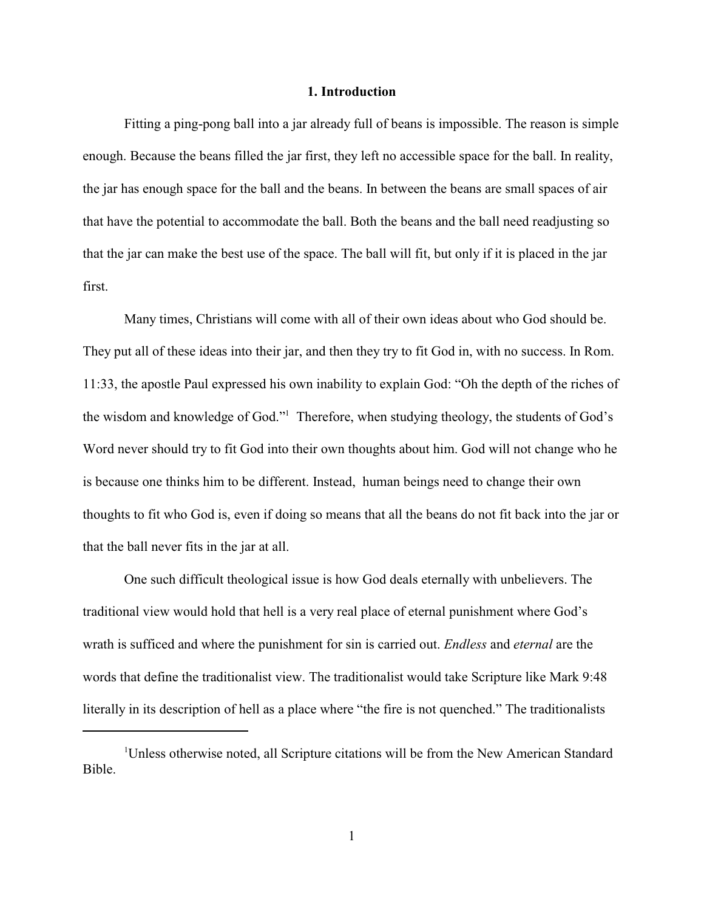## 1. Introduction

Fitting a ping-pong ball into a jar already full of beans is impossible. The reason is simple enough. Because the beans filled the jar first, they left no accessible space for the ball. In reality, the jar has enough space for the ball and the beans. In between the beans are small spaces of air that have the potential to accommodate the ball. Both the beans and the ball need readjusting so that the jar can make the best use of the space. The ball will fit, but only if it is placed in the jar first.

Many times, Christians will come with all of their own ideas about who God should be. They put all of these ideas into their jar, and then they try to fit God in, with no success. In Rom. 11:33, the apostle Paul expressed his own inability to explain God: "Oh the depth of the riches of the wisdom and knowledge of God."[1] Therefore, when studying theology, the students of God's Word never should try to fit God into their own thoughts about him. God will not change who he is because one thinks him to be different. Instead, human beings need to change their own thoughts to fit who God is, even if doing so means that all the beans do not fit back into the jar or that the ball never fits in the jar at all.

One such difficult theological issue is how God deals eternally with unbelievers. The traditional view would hold that hell is a very real place of eternal punishment where God's wrath is sufficed and where the punishment for sin is carried out. *Endless* and *eternal* are the words that define the traditionalist view. The traditionalist would take Scripture like Mark 9:48 literally in its description of hell as a place where "the fire is not quenched." The traditionalists

---

[1] Unless otherwise noted, all Scripture citations will be from the New American Standard Bible.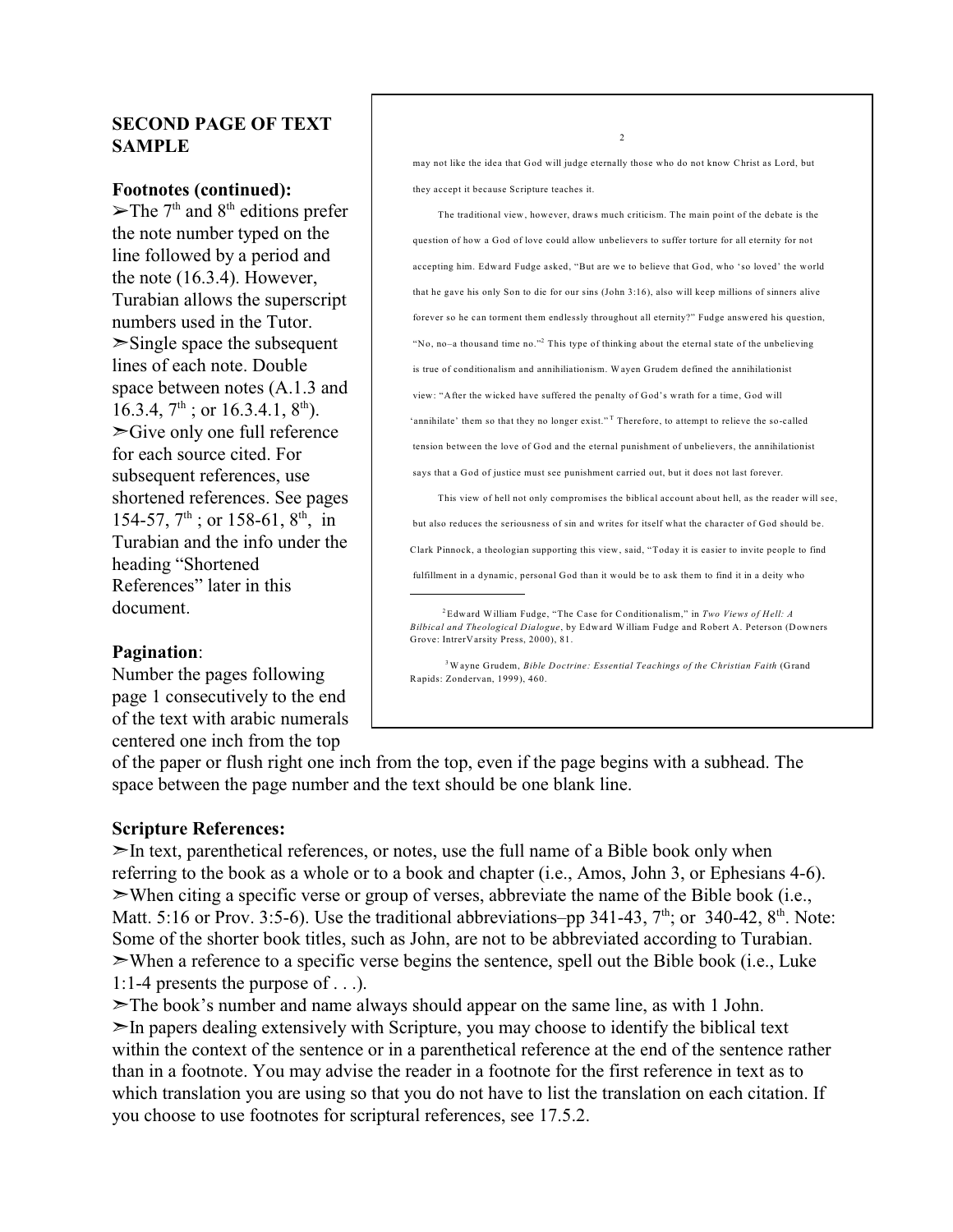**SECOND PAGE OF TEXT SAMPLE**

**Footnotes (continued):**

➢The 7th and 8th editions prefer the note number typed on the line followed by a period and the note (16.3.4). However, Turabian allows the superscript numbers used in the Tutor.

➢Single space the subsequent lines of each note. Double space between notes (A.1.3 and 16.3.4, 7th ; or 16.3.4.1, 8th).

➢Give only one full reference for each source cited. For subsequent references, use shortened references. See pages 154-57, 7th ; or 158-61, 8th, in Turabian and the info under the heading "Shortened References" later in this document.

> 2
>
> may not like the idea that God will judge eternally those who do not know Christ as Lord, but they accept it because Scripture teaches it.
>
> The traditional view, however, draws much criticism. The main point of the debate is the question of how a God of love could allow unbelievers to suffer torture for all eternity for not accepting him. Edward Fudge asked, "But are we to believe that God, who 'so loved' the world that he gave his only Son to die for our sins (John 3:16), also will keep millions of sinners alive forever so he can torment them endlessly throughout all eternity?" Fudge answered his question, "No, no–a thousand time no."[2] This type of thinking about the eternal state of the unbelieving is true of conditionalism and annihiliationism. Wayen Grudem defined the annihilationist view: "After the wicked have suffered the penalty of God's wrath for a time, God will 'annihilate' them so that they no longer exist."[T] Therefore, to attempt to relieve the so-called tension between the love of God and the eternal punishment of unbelievers, the annihilationist says that a God of justice must see punishment carried out, but it does not last forever.
>
> This view of hell not only compromises the biblical account about hell, as the reader will see, but also reduces the seriousness of sin and writes for itself what the character of God should be. Clark Pinnock, a theologian supporting this view, said, "Today it is easier to invite people to find fulfillment in a dynamic, personal God than it would be to ask them to find it in a deity who
>
> ---
>
> [2] Edward William Fudge, "The Case for Conditionalism," in *Two Views of Hell: A Bilbical and Theological Dialogue*, by Edward William Fudge and Robert A. Peterson (Downers Grove: IntrerVarsity Press, 2000), 81.
>
> [3] Wayne Grudem, *Bible Doctrine: Essential Teachings of the Christian Faith* (Grand Rapids: Zondervan, 1999), 460.

**Pagination**:

Number the pages following page 1 consecutively to the end of the text with arabic numerals centered one inch from the top of the paper or flush right one inch from the top, even if the page begins with a subhead. The space between the page number and the text should be one blank line.

**Scripture References:**

➢In text, parenthetical references, or notes, use the full name of a Bible book only when referring to the book as a whole or to a book and chapter (i.e., Amos, John 3, or Ephesians 4-6).

➢When citing a specific verse or group of verses, abbreviate the name of the Bible book (i.e., Matt. 5:16 or Prov. 3:5-6). Use the traditional abbreviations–pp 341-43, 7th; or 340-42, 8th. Note: Some of the shorter book titles, such as John, are not to be abbreviated according to Turabian.

➢When a reference to a specific verse begins the sentence, spell out the Bible book (i.e., Luke 1:1-4 presents the purpose of . . .).

➢The book's number and name always should appear on the same line, as with 1 John.

➢In papers dealing extensively with Scripture, you may choose to identify the biblical text within the context of the sentence or in a parenthetical reference at the end of the sentence rather than in a footnote. You may advise the reader in a footnote for the first reference in text as to which translation you are using so that you do not have to list the translation on each citation. If you choose to use footnotes for scriptural references, see 17.5.2.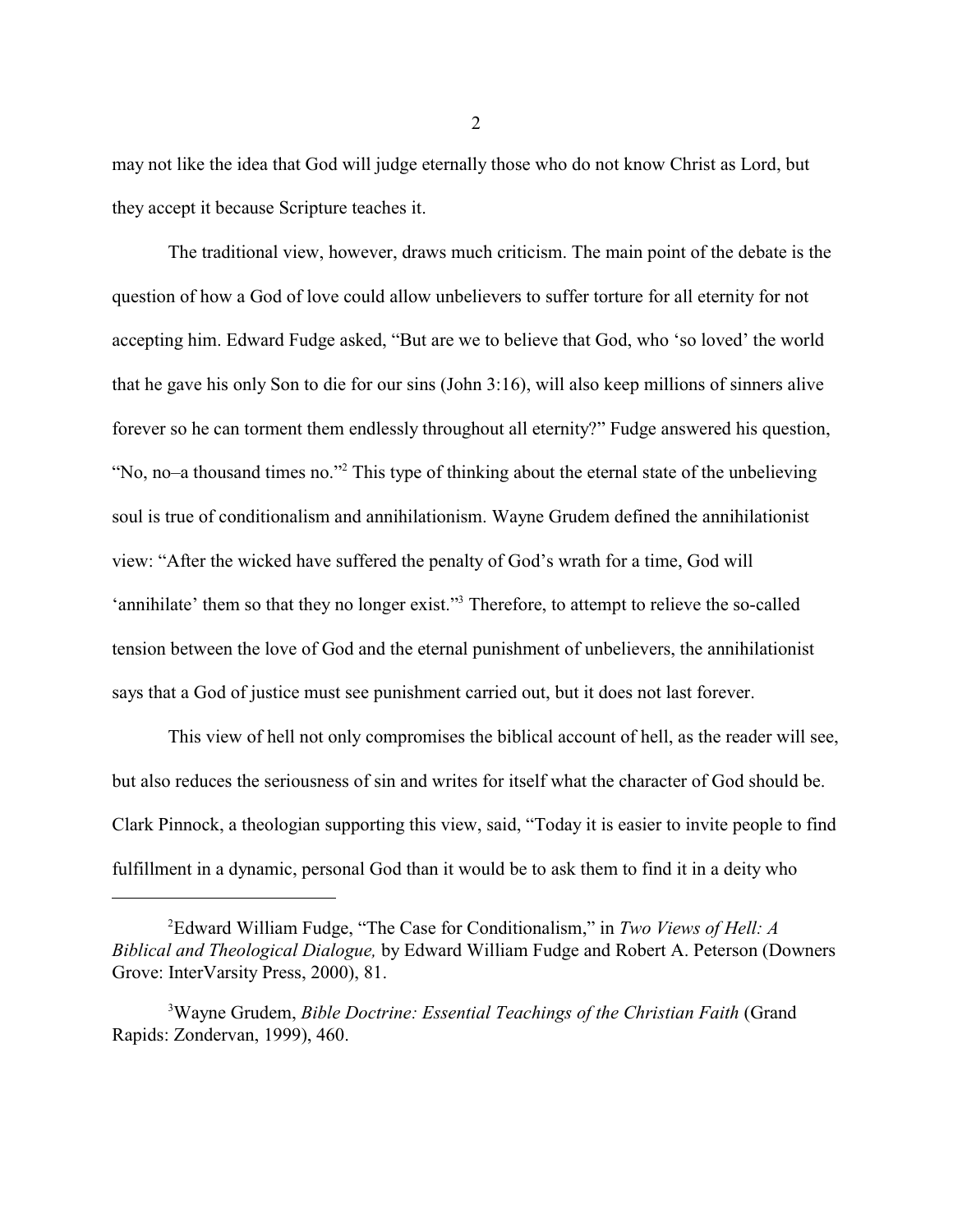may not like the idea that God will judge eternally those who do not know Christ as Lord, but they accept it because Scripture teaches it.

The traditional view, however, draws much criticism. The main point of the debate is the question of how a God of love could allow unbelievers to suffer torture for all eternity for not accepting him. Edward Fudge asked, "But are we to believe that God, who 'so loved' the world that he gave his only Son to die for our sins (John 3:16), will also keep millions of sinners alive forever so he can torment them endlessly throughout all eternity?" Fudge answered his question, "No, no–a thousand times no."[2] This type of thinking about the eternal state of the unbelieving soul is true of conditionalism and annihilationism. Wayne Grudem defined the annihilationist view: "After the wicked have suffered the penalty of God's wrath for a time, God will 'annihilate' them so that they no longer exist."[3] Therefore, to attempt to relieve the so-called tension between the love of God and the eternal punishment of unbelievers, the annihilationist says that a God of justice must see punishment carried out, but it does not last forever.

This view of hell not only compromises the biblical account of hell, as the reader will see, but also reduces the seriousness of sin and writes for itself what the character of God should be. Clark Pinnock, a theologian supporting this view, said, "Today it is easier to invite people to find fulfillment in a dynamic, personal God than it would be to ask them to find it in a deity who

---

[2]Edward William Fudge, "The Case for Conditionalism," in *Two Views of Hell: A Biblical and Theological Dialogue,* by Edward William Fudge and Robert A. Peterson (Downers Grove: InterVarsity Press, 2000), 81.

[3]Wayne Grudem, *Bible Doctrine: Essential Teachings of the Christian Faith* (Grand Rapids: Zondervan, 1999), 460.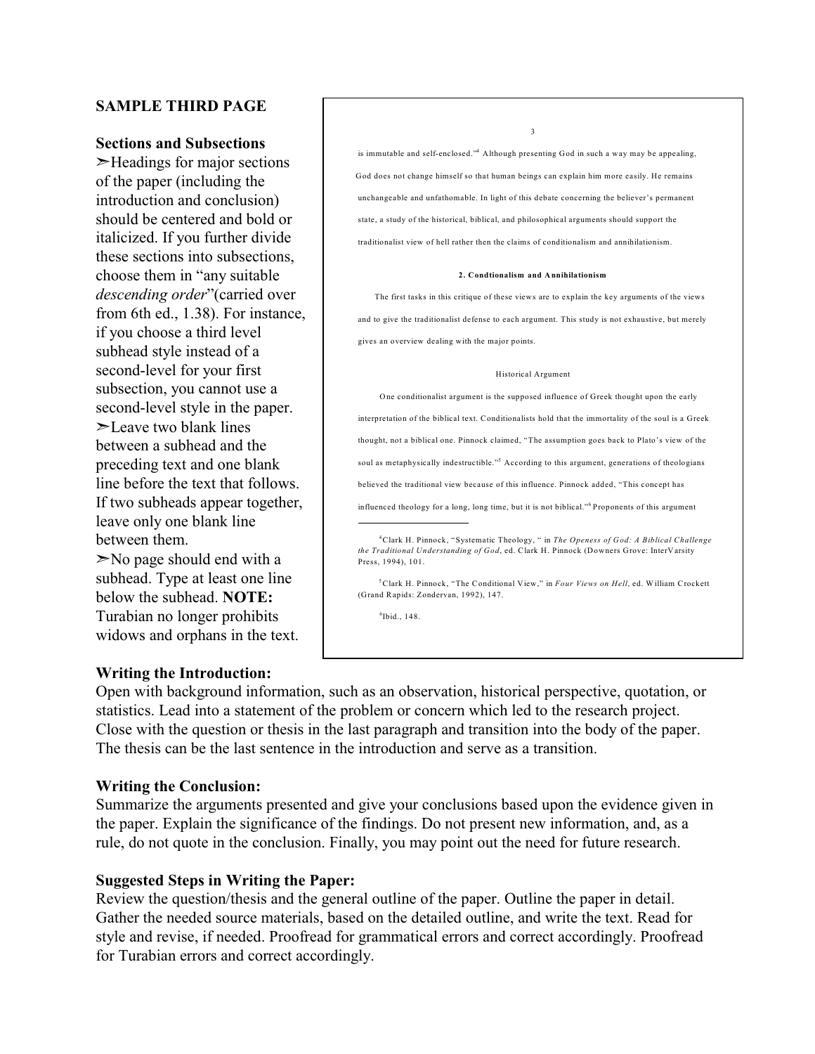**SAMPLE THIRD PAGE**

**Sections and Subsections**

➢Headings for major sections of the paper (including the introduction and conclusion) should be centered and bold or italicized. If you further divide these sections into subsections, choose them in "any suitable *descending order*"(carried over from 6th ed., 1.38). For instance, if you choose a third level subhead style instead of a second-level for your first subsection, you cannot use a second-level style in the paper.

➢Leave two blank lines between a subhead and the preceding text and one blank line before the text that follows. If two subheads appear together, leave only one blank line between them.

➢No page should end with a subhead. Type at least one line below the subhead. **NOTE:** Turabian no longer prohibits widows and orphans in the text.

3

is immutable and self-enclosed."[4] Although presenting God in such a way may be appealing, God does not change himself so that human beings can explain him more easily. He remains unchangeable and unfathomable. In light of this debate concerning the believer's permanent state, a study of the historical, biblical, and philosophical arguments should support the traditionalist view of hell rather then the claims of conditionalism and annihilationism.

**2. Condtionalism and Annihilationism**

The first tasks in this critique of these views are to explain the key arguments of the views and to give the traditionalist defense to each argument. This study is not exhaustive, but merely gives an overview dealing with the major points.

Historical Argument

One conditionalist argument is the supposed influence of Greek thought upon the early interpretation of the biblical text. Conditionalists hold that the immortality of the soul is a Greek thought, not a biblical one. Pinnock claimed, "The assumption goes back to Plato's view of the soul as metaphysically indestructible."[5] According to this argument, generations of theologians believed the traditional view because of this influence. Pinnock added, "This concept has influenced theology for a long, long time, but it is not biblical."[6] Proponents of this argument

---

[4]Clark H. Pinnock, "Systematic Theology, " in *The Openess of God: A Biblical Challenge the Traditional Understanding of God*, ed. Clark H. Pinnock (Downers Grove: InterVarsity Press, 1994), 101.

[5]Clark H. Pinnock, "The Conditional View," in *Four Views on Hell*, ed. William Crockett (Grand Rapids: Zondervan, 1992), 147.

[6]Ibid., 148.

**Writing the Introduction:**

Open with background information, such as an observation, historical perspective, quotation, or statistics. Lead into a statement of the problem or concern which led to the research project. Close with the question or thesis in the last paragraph and transition into the body of the paper. The thesis can be the last sentence in the introduction and serve as a transition.

**Writing the Conclusion:**

Summarize the arguments presented and give your conclusions based upon the evidence given in the paper. Explain the significance of the findings. Do not present new information, and, as a rule, do not quote in the conclusion. Finally, you may point out the need for future research.

**Suggested Steps in Writing the Paper:**

Review the question/thesis and the general outline of the paper. Outline the paper in detail. Gather the needed source materials, based on the detailed outline, and write the text. Read for style and revise, if needed. Proofread for grammatical errors and correct accordingly. Proofread for Turabian errors and correct accordingly.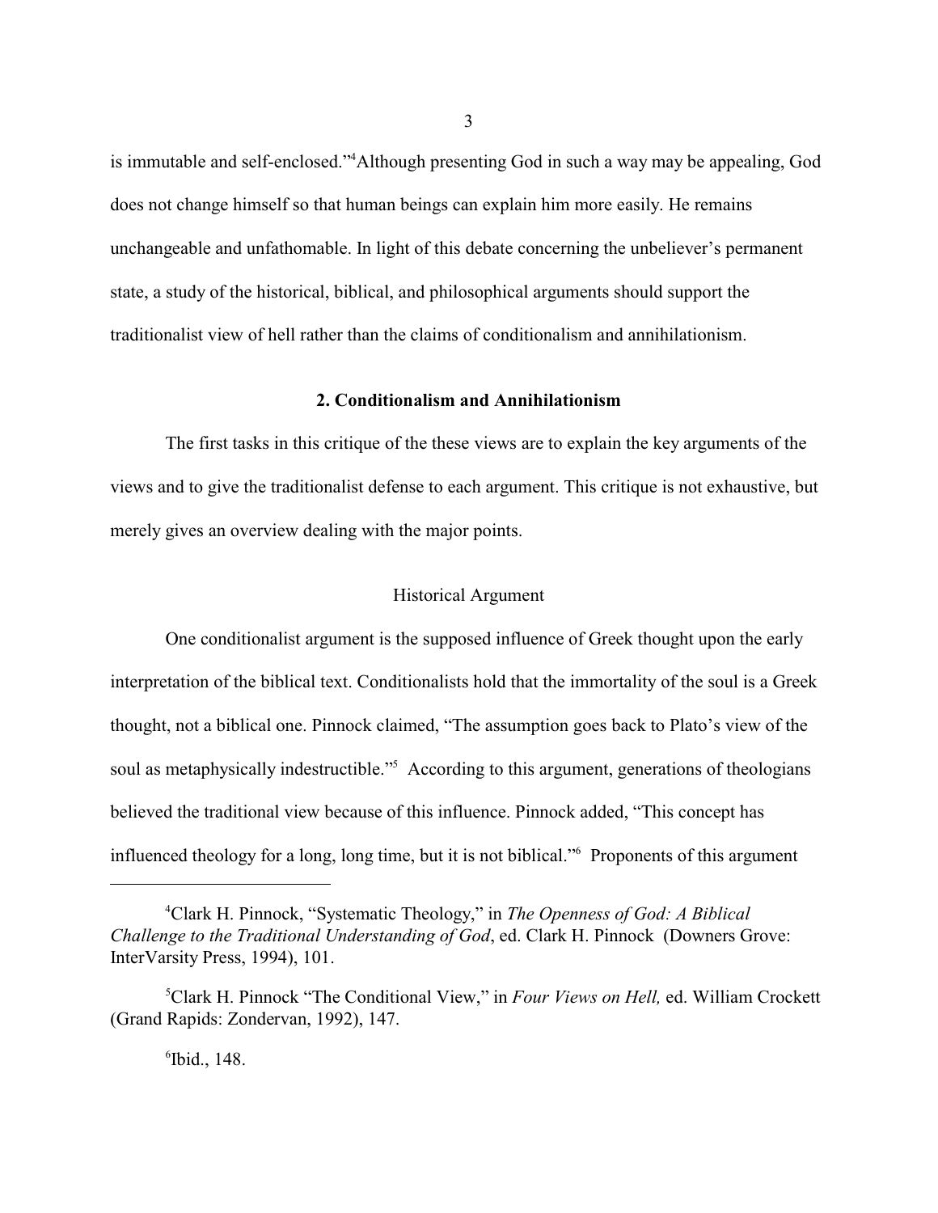is immutable and self-enclosed."[4]Although presenting God in such a way may be appealing, God does not change himself so that human beings can explain him more easily. He remains unchangeable and unfathomable. In light of this debate concerning the unbeliever's permanent state, a study of the historical, biblical, and philosophical arguments should support the traditionalist view of hell rather than the claims of conditionalism and annihilationism.

## 2. Conditionalism and Annihilationism

The first tasks in this critique of the these views are to explain the key arguments of the views and to give the traditionalist defense to each argument. This critique is not exhaustive, but merely gives an overview dealing with the major points.

### Historical Argument

One conditionalist argument is the supposed influence of Greek thought upon the early interpretation of the biblical text. Conditionalists hold that the immortality of the soul is a Greek thought, not a biblical one. Pinnock claimed, "The assumption goes back to Plato's view of the soul as metaphysically indestructible."[5] According to this argument, generations of theologians believed the traditional view because of this influence. Pinnock added, "This concept has influenced theology for a long, long time, but it is not biblical."[6] Proponents of this argument

---

[4]Clark H. Pinnock, "Systematic Theology," in *The Openness of God: A Biblical Challenge to the Traditional Understanding of God*, ed. Clark H. Pinnock (Downers Grove: InterVarsity Press, 1994), 101.

[5]Clark H. Pinnock "The Conditional View," in *Four Views on Hell,* ed. William Crockett (Grand Rapids: Zondervan, 1992), 147.

[6]Ibid., 148.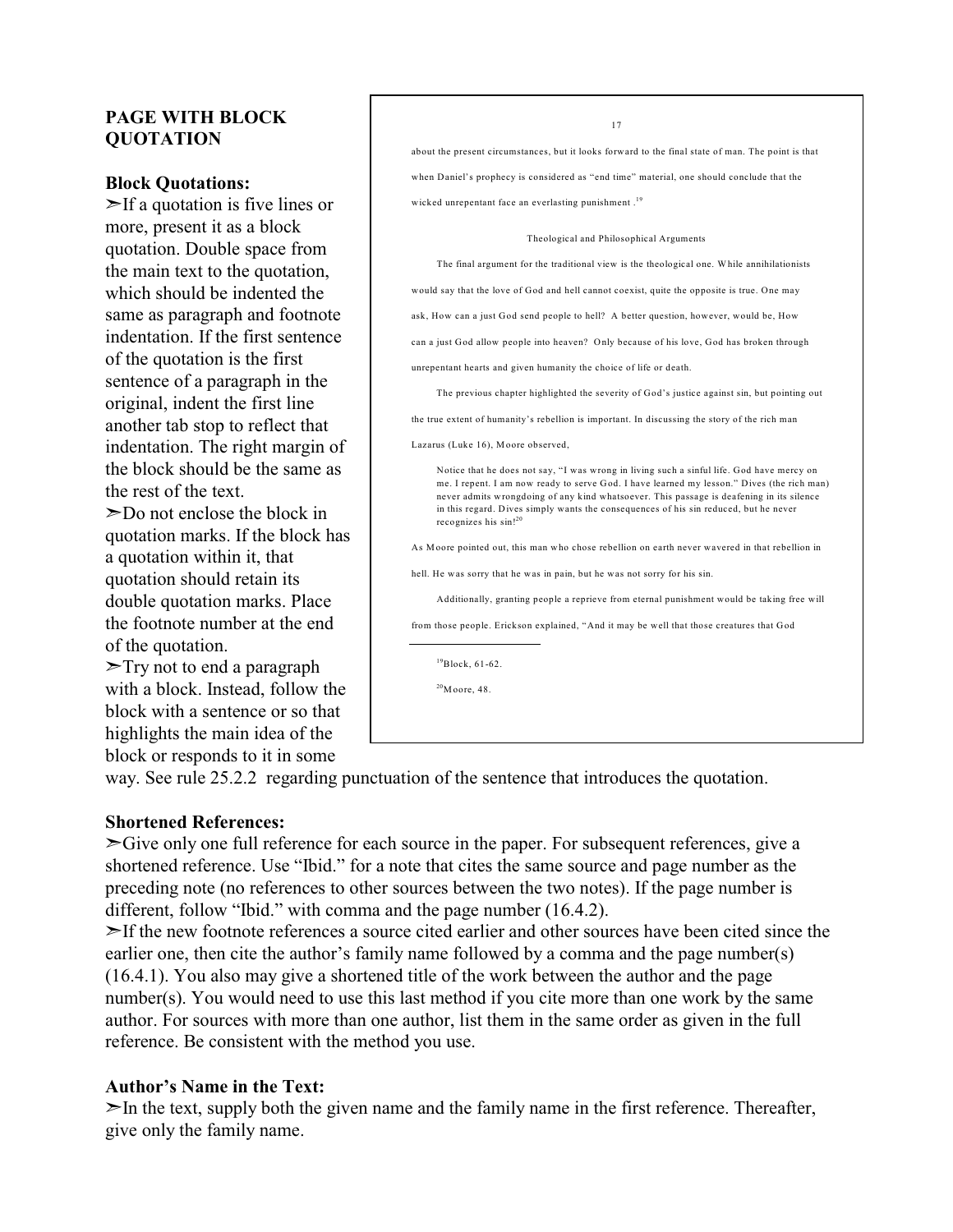## PAGE WITH BLOCK QUOTATION

**Block Quotations:**

➢If a quotation is five lines or more, present it as a block quotation. Double space from the main text to the quotation, which should be indented the same as paragraph and footnote indentation. If the first sentence of the quotation is the first sentence of a paragraph in the original, indent the first line another tab stop to reflect that indentation. The right margin of the block should be the same as the rest of the text.

➢Do not enclose the block in quotation marks. If the block has a quotation within it, that quotation should retain its double quotation marks. Place the footnote number at the end of the quotation.

➢Try not to end a paragraph with a block. Instead, follow the block with a sentence or so that highlights the main idea of the block or responds to it in some way. See rule 25.2.2 regarding punctuation of the sentence that introduces the quotation.

> 17
>
> about the present circumstances, but it looks forward to the final state of man. The point is that when Daniel's prophecy is considered as "end time" material, one should conclude that the wicked unrepentant face an everlasting punishment .[19]
>
> Theological and Philosophical Arguments
>
> The final argument for the traditional view is the theological one. While annihilationists would say that the love of God and hell cannot coexist, quite the opposite is true. One may ask, How can a just God send people to hell? A better question, however, would be, How can a just God allow people into heaven? Only because of his love, God has broken through unrepentant hearts and given humanity the choice of life or death.
>
> The previous chapter highlighted the severity of God's justice against sin, but pointing out the true extent of humanity's rebellion is important. In discussing the story of the rich man Lazarus (Luke 16), Moore observed,
>
> Notice that he does not say, "I was wrong in living such a sinful life. God have mercy on me. I repent. I am now ready to serve God. I have learned my lesson." Dives (the rich man) never admits wrongdoing of any kind whatsoever. This passage is deafening in its silence in this regard. Dives simply wants the consequences of his sin reduced, but he never recognizes his sin![20]
>
> As Moore pointed out, this man who chose rebellion on earth never wavered in that rebellion in hell. He was sorry that he was in pain, but he was not sorry for his sin.
>
> Additionally, granting people a reprieve from eternal punishment would be taking free will from those people. Erickson explained, "And it may be well that those creatures that God
>
> ---
>
> [19]Block, 61-62.
>
> [20]Moore, 48.

**Shortened References:**

➢Give only one full reference for each source in the paper. For subsequent references, give a shortened reference. Use "Ibid." for a note that cites the same source and page number as the preceding note (no references to other sources between the two notes). If the page number is different, follow "Ibid." with comma and the page number (16.4.2).

➢If the new footnote references a source cited earlier and other sources have been cited since the earlier one, then cite the author's family name followed by a comma and the page number(s) (16.4.1). You also may give a shortened title of the work between the author and the page number(s). You would need to use this last method if you cite more than one work by the same author. For sources with more than one author, list them in the same order as given in the full reference. Be consistent with the method you use.

**Author's Name in the Text:**

➢In the text, supply both the given name and the family name in the first reference. Thereafter, give only the family name.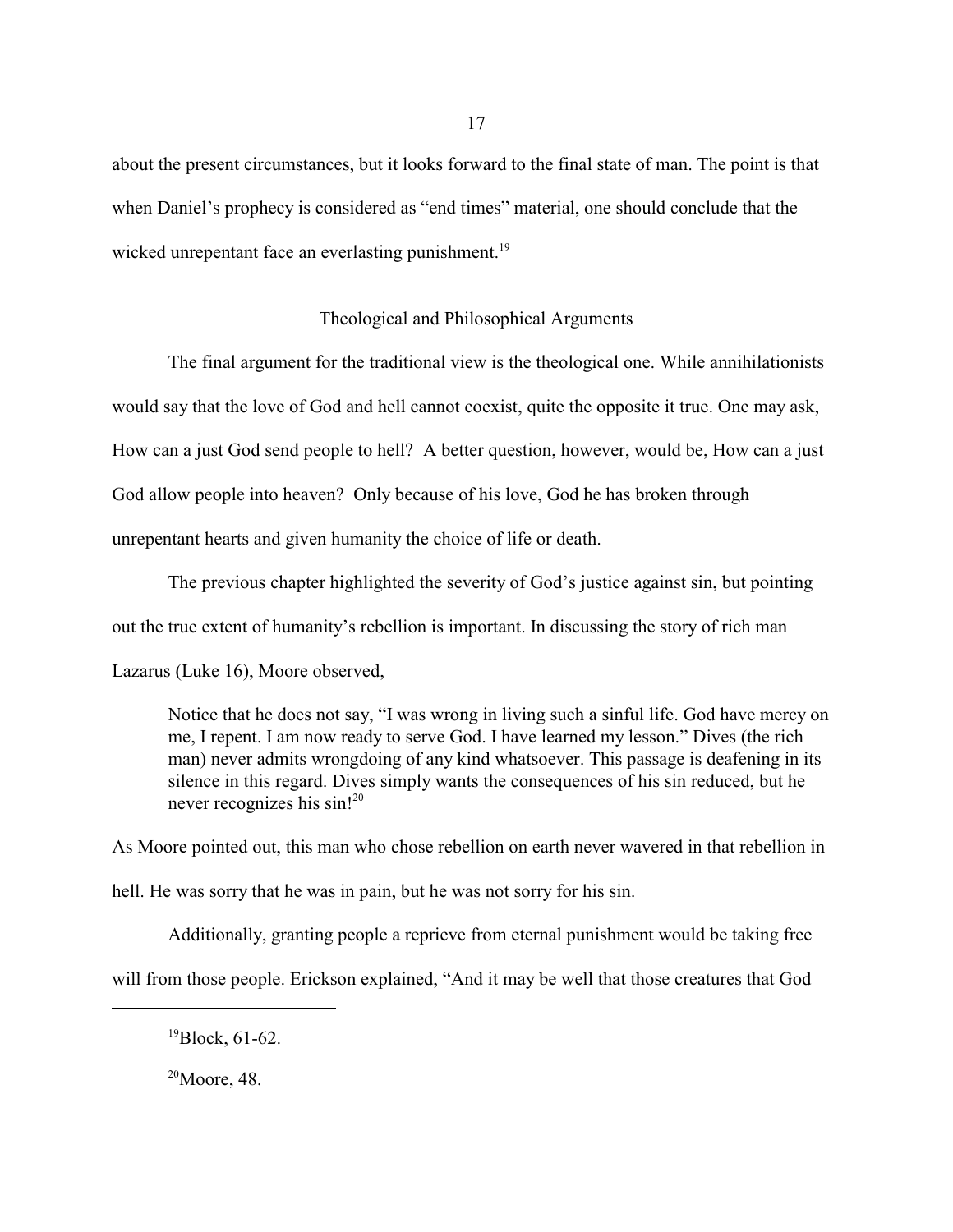about the present circumstances, but it looks forward to the final state of man. The point is that when Daniel's prophecy is considered as "end times" material, one should conclude that the wicked unrepentant face an everlasting punishment.[19]

## Theological and Philosophical Arguments

The final argument for the traditional view is the theological one. While annihilationists would say that the love of God and hell cannot coexist, quite the opposite it true. One may ask, How can a just God send people to hell? A better question, however, would be, How can a just God allow people into heaven? Only because of his love, God he has broken through unrepentant hearts and given humanity the choice of life or death.

The previous chapter highlighted the severity of God's justice against sin, but pointing out the true extent of humanity's rebellion is important. In discussing the story of rich man Lazarus (Luke 16), Moore observed,

> Notice that he does not say, "I was wrong in living such a sinful life. God have mercy on me, I repent. I am now ready to serve God. I have learned my lesson." Dives (the rich man) never admits wrongdoing of any kind whatsoever. This passage is deafening in its silence in this regard. Dives simply wants the consequences of his sin reduced, but he never recognizes his sin![20]

As Moore pointed out, this man who chose rebellion on earth never wavered in that rebellion in hell. He was sorry that he was in pain, but he was not sorry for his sin.

Additionally, granting people a reprieve from eternal punishment would be taking free will from those people. Erickson explained, "And it may be well that those creatures that God

---

[19]Block, 61-62.

[20]Moore, 48.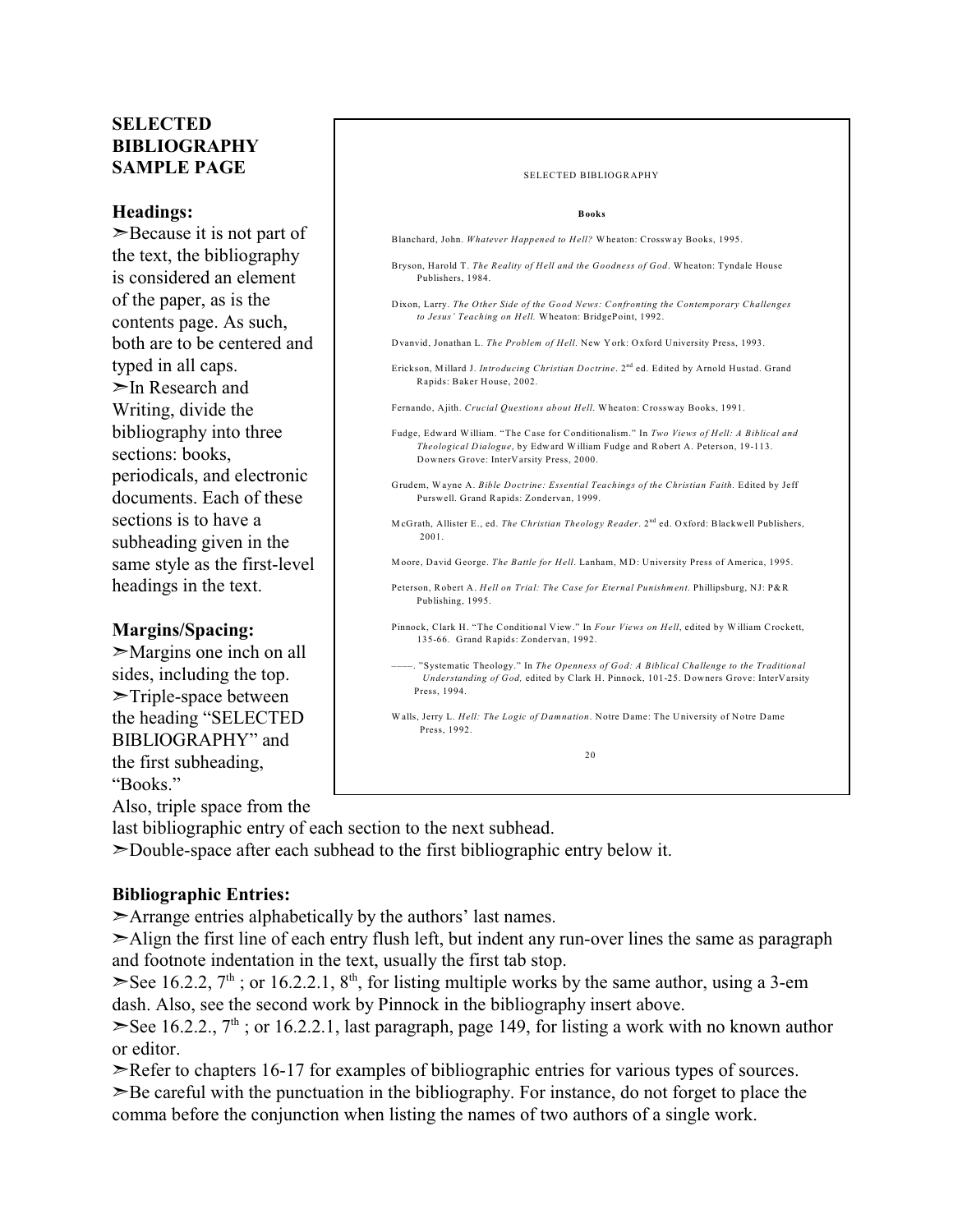# SELECTED BIBLIOGRAPHY SAMPLE PAGE

**Headings:**

➢Because it is not part of the text, the bibliography is considered an element of the paper, as is the contents page. As such, both are to be centered and typed in all caps.

➢In Research and Writing, divide the bibliography into three sections: books, periodicals, and electronic documents. Each of these sections is to have a subheading given in the same style as the first-level headings in the text.

**Margins/Spacing:**

➢Margins one inch on all sides, including the top.

➢Triple-space between the heading "SELECTED BIBLIOGRAPHY" and the first subheading, "Books."

Also, triple space from the last bibliographic entry of each section to the next subhead.

➢Double-space after each subhead to the first bibliographic entry below it.

---

SELECTED BIBLIOGRAPHY

**Books**

Blanchard, John. *Whatever Happened to Hell?* Wheaton: Crossway Books, 1995.

Bryson, Harold T. *The Reality of Hell and the Goodness of God*. Wheaton: Tyndale House Publishers, 1984.

Dixon, Larry. *The Other Side of the Good News: Confronting the Contemporary Challenges to Jesus' Teaching on Hell.* Wheaton: BridgePoint, 1992.

Dvanvid, Jonathan L. *The Problem of Hell*. New York: Oxford University Press, 1993.

Erickson, Millard J. *Introducing Christian Doctrine*. 2nd ed. Edited by Arnold Hustad. Grand Rapids: Baker House, 2002.

Fernando, Ajith. *Crucial Questions about Hell.* Wheaton: Crossway Books, 1991.

Fudge, Edward William. "The Case for Conditionalism." In *Two Views of Hell: A Biblical and Theological Dialogue*, by Edward William Fudge and Robert A. Peterson, 19-113. Downers Grove: InterVarsity Press, 2000.

Grudem, Wayne A. *Bible Doctrine: Essential Teachings of the Christian Faith.* Edited by Jeff Purswell. Grand Rapids: Zondervan, 1999.

McGrath, Allister E., ed. *The Christian Theology Reader*. 2nd ed. Oxford: Blackwell Publishers, 2001.

Moore, David George. *The Battle for Hell.* Lanham, MD: University Press of America, 1995.

Peterson, Robert A. *Hell on Trial: The Case for Eternal Punishment*. Phillipsburg, NJ: P&R Publishing, 1995.

Pinnock, Clark H. "The Conditional View." In *Four Views on Hell*, edited by William Crockett, 135-66. Grand Rapids: Zondervan, 1992.

———. "Systematic Theology." In *The Openness of God: A Biblical Challenge to the Traditional Understanding of God,* edited by Clark H. Pinnock, 101-25. Downers Grove: InterVarsity Press, 1994.

Walls, Jerry L. *Hell: The Logic of Damnation*. Notre Dame: The University of Notre Dame Press, 1992.

20

---

**Bibliographic Entries:**

➢Arrange entries alphabetically by the authors' last names.

➢Align the first line of each entry flush left, but indent any run-over lines the same as paragraph and footnote indentation in the text, usually the first tab stop.

➢See 16.2.2, 7th ; or 16.2.2.1, 8th, for listing multiple works by the same author, using a 3-em dash. Also, see the second work by Pinnock in the bibliography insert above.

➢See 16.2.2., 7th ; or 16.2.2.1, last paragraph, page 149, for listing a work with no known author or editor.

➢Refer to chapters 16-17 for examples of bibliographic entries for various types of sources.

➢Be careful with the punctuation in the bibliography. For instance, do not forget to place the comma before the conjunction when listing the names of two authors of a single work.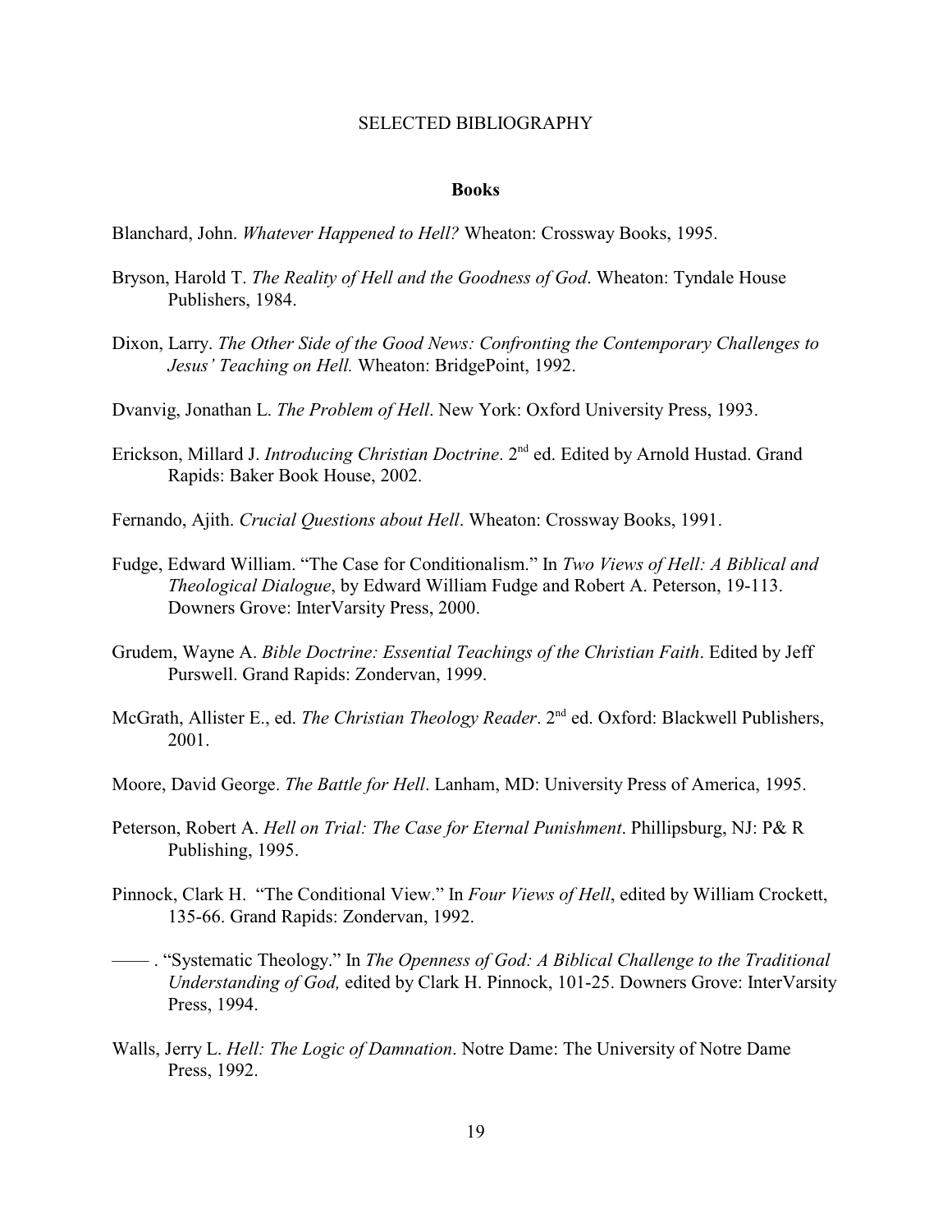# SELECTED BIBLIOGRAPHY

## Books

Blanchard, John. *Whatever Happened to Hell?* Wheaton: Crossway Books, 1995.

Bryson, Harold T. *The Reality of Hell and the Goodness of God*. Wheaton: Tyndale House Publishers, 1984.

Dixon, Larry. *The Other Side of the Good News: Confronting the Contemporary Challenges to Jesus' Teaching on Hell.* Wheaton: BridgePoint, 1992.

Dvanvig, Jonathan L. *The Problem of Hell*. New York: Oxford University Press, 1993.

Erickson, Millard J. *Introducing Christian Doctrine*. 2nd ed. Edited by Arnold Hustad. Grand Rapids: Baker Book House, 2002.

Fernando, Ajith. *Crucial Questions about Hell*. Wheaton: Crossway Books, 1991.

Fudge, Edward William. "The Case for Conditionalism." In *Two Views of Hell: A Biblical and Theological Dialogue*, by Edward William Fudge and Robert A. Peterson, 19-113. Downers Grove: InterVarsity Press, 2000.

Grudem, Wayne A. *Bible Doctrine: Essential Teachings of the Christian Faith*. Edited by Jeff Purswell. Grand Rapids: Zondervan, 1999.

McGrath, Allister E., ed. *The Christian Theology Reader*. 2nd ed. Oxford: Blackwell Publishers, 2001.

Moore, David George. *The Battle for Hell*. Lanham, MD: University Press of America, 1995.

Peterson, Robert A. *Hell on Trial: The Case for Eternal Punishment*. Phillipsburg, NJ: P& R Publishing, 1995.

Pinnock, Clark H. "The Conditional View." In *Four Views of Hell*, edited by William Crockett, 135-66. Grand Rapids: Zondervan, 1992.

——— . "Systematic Theology." In *The Openness of God: A Biblical Challenge to the Traditional Understanding of God,* edited by Clark H. Pinnock, 101-25. Downers Grove: InterVarsity Press, 1994.

Walls, Jerry L. *Hell: The Logic of Damnation*. Notre Dame: The University of Notre Dame Press, 1992.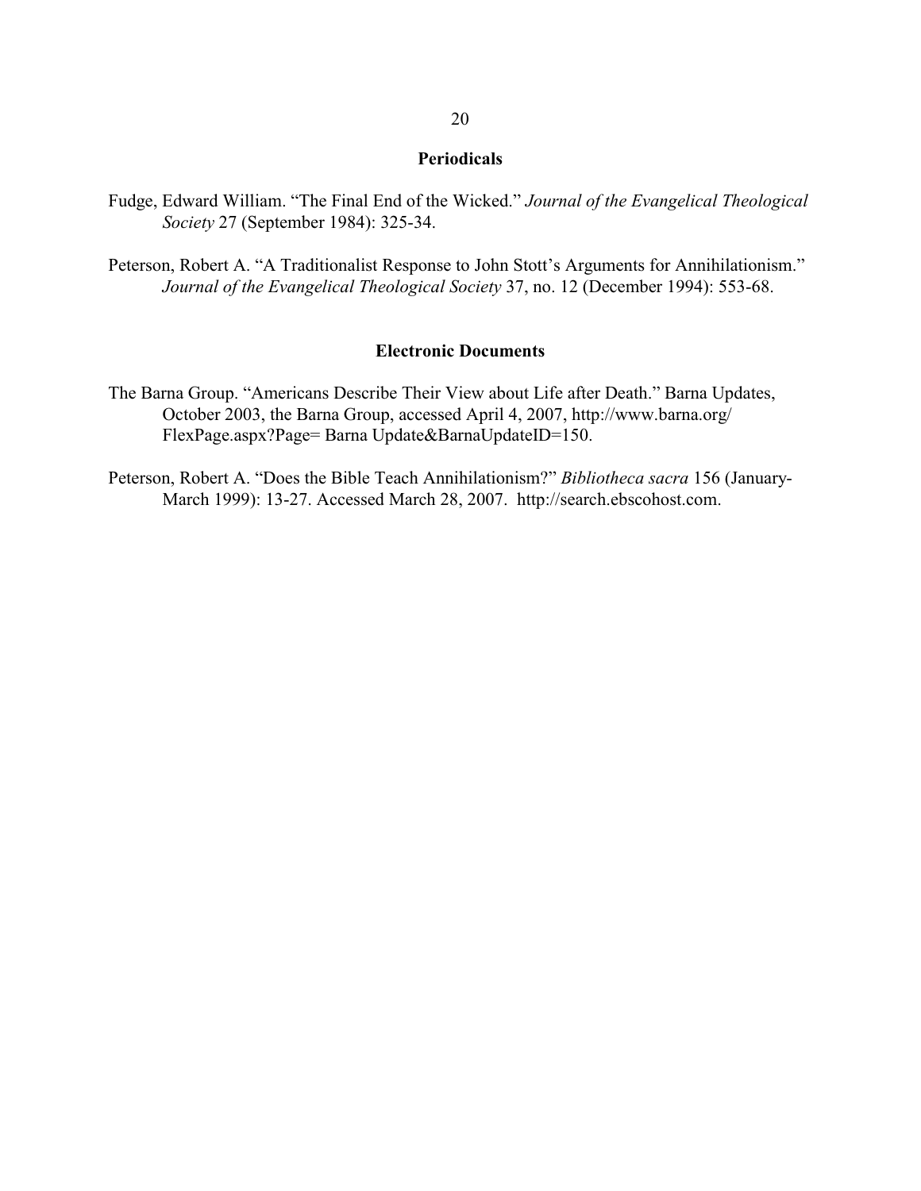## Periodicals

Fudge, Edward William. "The Final End of the Wicked." *Journal of the Evangelical Theological Society* 27 (September 1984): 325-34.

Peterson, Robert A. "A Traditionalist Response to John Stott's Arguments for Annihilationism." *Journal of the Evangelical Theological Society* 37, no. 12 (December 1994): 553-68.

## Electronic Documents

The Barna Group. "Americans Describe Their View about Life after Death." Barna Updates, October 2003, the Barna Group, accessed April 4, 2007, http://www.barna.org/FlexPage.aspx?Page= Barna Update&BarnaUpdateID=150.

Peterson, Robert A. "Does the Bible Teach Annihilationism?" *Bibliotheca sacra* 156 (January-March 1999): 13-27. Accessed March 28, 2007. http://search.ebscohost.com.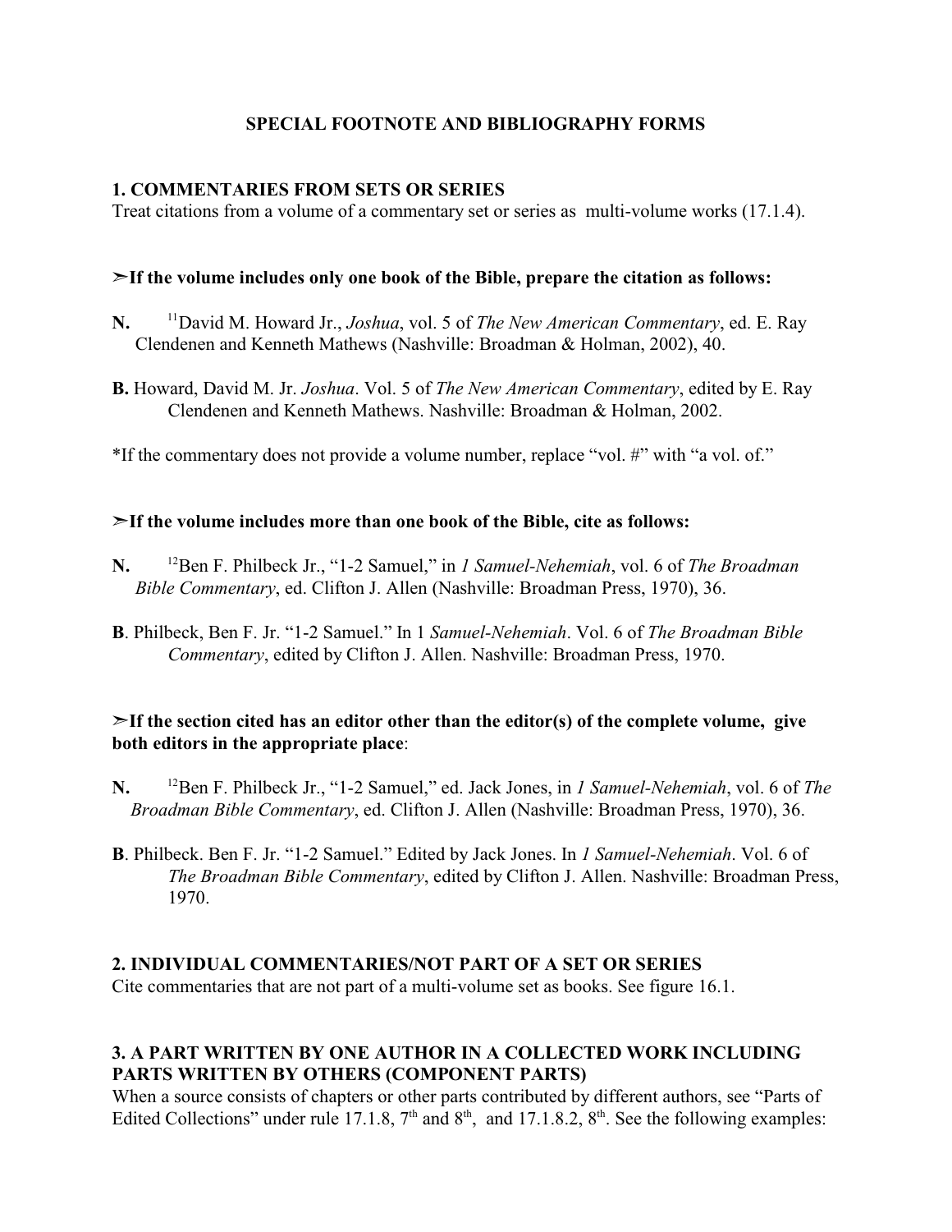## SPECIAL FOOTNOTE AND BIBLIOGRAPHY FORMS

### 1. COMMENTARIES FROM SETS OR SERIES

Treat citations from a volume of a commentary set or series as multi-volume works (17.1.4).

**➢If the volume includes only one book of the Bible, prepare the citation as follows:**

**N.** [11]David M. Howard Jr., *Joshua*, vol. 5 of *The New American Commentary*, ed. E. Ray Clendenen and Kenneth Mathews (Nashville: Broadman & Holman, 2002), 40.

**B.** Howard, David M. Jr. *Joshua*. Vol. 5 of *The New American Commentary*, edited by E. Ray Clendenen and Kenneth Mathews. Nashville: Broadman & Holman, 2002.

*If the commentary does not provide a volume number, replace "vol. #" with "a vol. of."

**➢If the volume includes more than one book of the Bible, cite as follows:**

**N.** [12]Ben F. Philbeck Jr., "1-2 Samuel," in *1 Samuel-Nehemiah*, vol. 6 of *The Broadman Bible Commentary*, ed. Clifton J. Allen (Nashville: Broadman Press, 1970), 36.

**B**. Philbeck, Ben F. Jr. "1-2 Samuel." In 1 *Samuel-Nehemiah*. Vol. 6 of *The Broadman Bible Commentary*, edited by Clifton J. Allen. Nashville: Broadman Press, 1970.

**➢If the section cited has an editor other than the editor(s) of the complete volume, give both editors in the appropriate place**:

**N.** [12]Ben F. Philbeck Jr., "1-2 Samuel," ed. Jack Jones, in *1 Samuel-Nehemiah*, vol. 6 of *The Broadman Bible Commentary*, ed. Clifton J. Allen (Nashville: Broadman Press, 1970), 36.

**B**. Philbeck. Ben F. Jr. "1-2 Samuel." Edited by Jack Jones. In *1 Samuel-Nehemiah*. Vol. 6 of *The Broadman Bible Commentary*, edited by Clifton J. Allen. Nashville: Broadman Press, 1970.

### 2. INDIVIDUAL COMMENTARIES/NOT PART OF A SET OR SERIES

Cite commentaries that are not part of a multi-volume set as books. See figure 16.1.

### 3. A PART WRITTEN BY ONE AUTHOR IN A COLLECTED WORK INCLUDING PARTS WRITTEN BY OTHERS (COMPONENT PARTS)

When a source consists of chapters or other parts contributed by different authors, see "Parts of Edited Collections" under rule 17.1.8, 7th and 8th, and 17.1.8.2, 8th. See the following examples: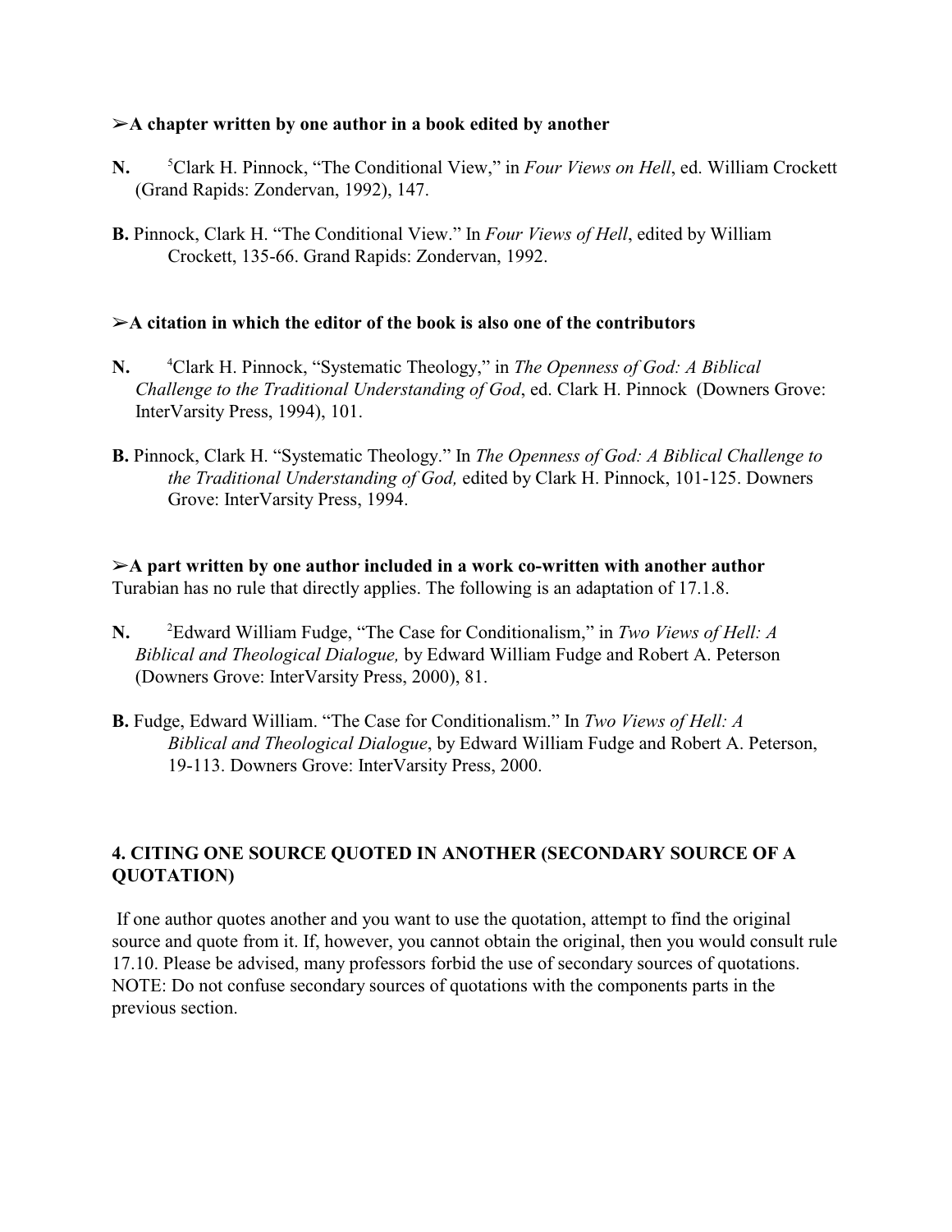**➢A chapter written by one author in a book edited by another**

**N.** [5]Clark H. Pinnock, "The Conditional View," in *Four Views on Hell*, ed. William Crockett (Grand Rapids: Zondervan, 1992), 147.

**B.** Pinnock, Clark H. "The Conditional View." In *Four Views of Hell*, edited by William Crockett, 135-66. Grand Rapids: Zondervan, 1992.

**➢A citation in which the editor of the book is also one of the contributors**

**N.** [4]Clark H. Pinnock, "Systematic Theology," in *The Openness of God: A Biblical Challenge to the Traditional Understanding of God*, ed. Clark H. Pinnock (Downers Grove: InterVarsity Press, 1994), 101.

**B.** Pinnock, Clark H. "Systematic Theology." In *The Openness of God: A Biblical Challenge to the Traditional Understanding of God,* edited by Clark H. Pinnock, 101-125. Downers Grove: InterVarsity Press, 1994.

**➢A part written by one author included in a work co-written with another author**
Turabian has no rule that directly applies. The following is an adaptation of 17.1.8.

**N.** [2]Edward William Fudge, "The Case for Conditionalism," in *Two Views of Hell: A Biblical and Theological Dialogue,* by Edward William Fudge and Robert A. Peterson (Downers Grove: InterVarsity Press, 2000), 81.

**B.** Fudge, Edward William. "The Case for Conditionalism." In *Two Views of Hell: A Biblical and Theological Dialogue*, by Edward William Fudge and Robert A. Peterson, 19-113. Downers Grove: InterVarsity Press, 2000.

## 4. CITING ONE SOURCE QUOTED IN ANOTHER (SECONDARY SOURCE OF A QUOTATION)

If one author quotes another and you want to use the quotation, attempt to find the original source and quote from it. If, however, you cannot obtain the original, then you would consult rule 17.10. Please be advised, many professors forbid the use of secondary sources of quotations. NOTE: Do not confuse secondary sources of quotations with the components parts in the previous section.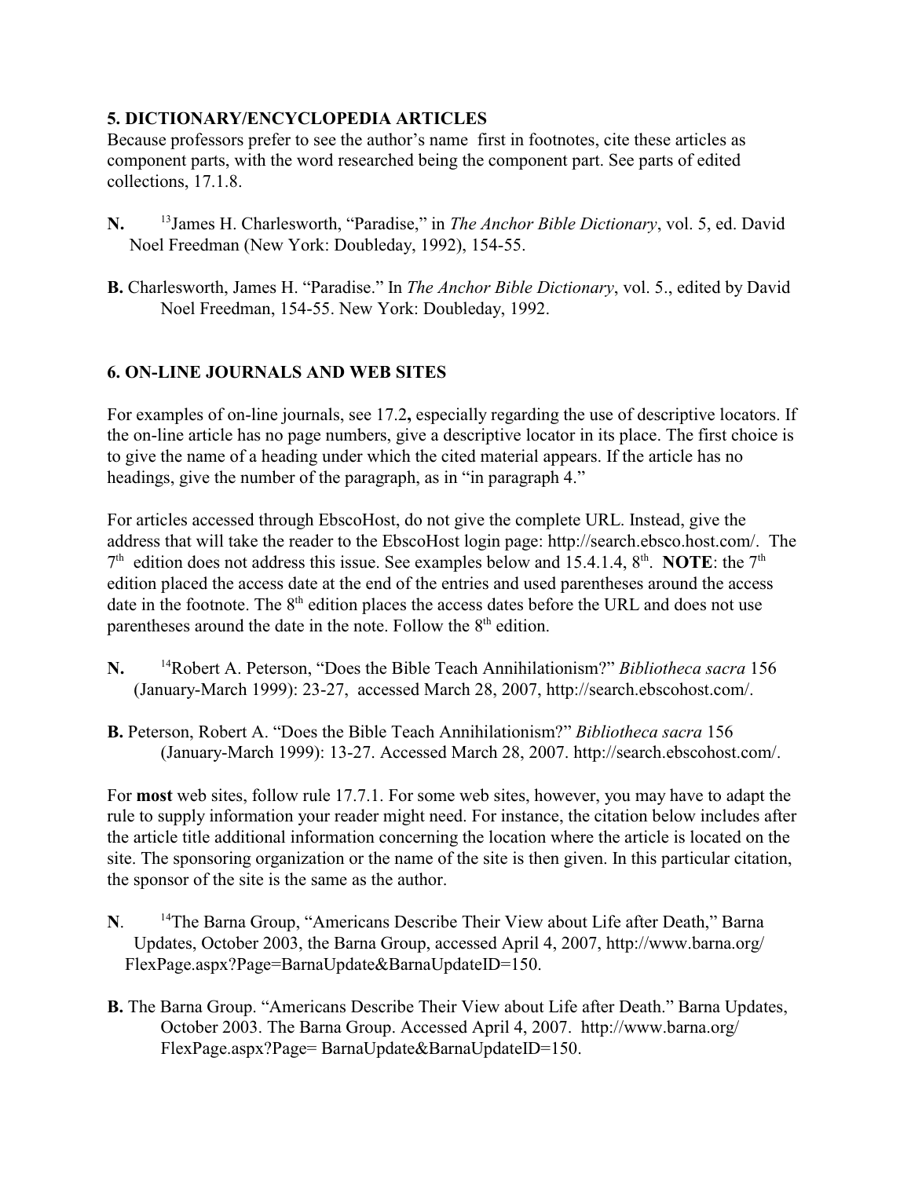### 5. DICTIONARY/ENCYCLOPEDIA ARTICLES

Because professors prefer to see the author's name first in footnotes, cite these articles as component parts, with the word researched being the component part. See parts of edited collections, 17.1.8.

**N.** [13]James H. Charlesworth, "Paradise," in *The Anchor Bible Dictionary*, vol. 5, ed. David Noel Freedman (New York: Doubleday, 1992), 154-55.

**B.** Charlesworth, James H. "Paradise." In *The Anchor Bible Dictionary*, vol. 5., edited by David Noel Freedman, 154-55. New York: Doubleday, 1992.

### 6. ON-LINE JOURNALS AND WEB SITES

For examples of on-line journals, see 17.2**,** especially regarding the use of descriptive locators. If the on-line article has no page numbers, give a descriptive locator in its place. The first choice is to give the name of a heading under which the cited material appears. If the article has no headings, give the number of the paragraph, as in "in paragraph 4."

For articles accessed through EbscoHost, do not give the complete URL. Instead, give the address that will take the reader to the EbscoHost login page: http://search.ebsco.host.com/. The 7th edition does not address this issue. See examples below and 15.4.1.4, 8th. **NOTE**: the 7th edition placed the access date at the end of the entries and used parentheses around the access date in the footnote. The 8th edition places the access dates before the URL and does not use parentheses around the date in the note. Follow the 8th edition.

**N.** [14]Robert A. Peterson, "Does the Bible Teach Annihilationism?" *Bibliotheca sacra* 156 (January-March 1999): 23-27, accessed March 28, 2007, http://search.ebscohost.com/.

**B.** Peterson, Robert A. "Does the Bible Teach Annihilationism?" *Bibliotheca sacra* 156 (January-March 1999): 13-27. Accessed March 28, 2007. http://search.ebscohost.com/.

For **most** web sites, follow rule 17.7.1. For some web sites, however, you may have to adapt the rule to supply information your reader might need. For instance, the citation below includes after the article title additional information concerning the location where the article is located on the site. The sponsoring organization or the name of the site is then given. In this particular citation, the sponsor of the site is the same as the author.

**N**. [14]The Barna Group, "Americans Describe Their View about Life after Death," Barna Updates, October 2003, the Barna Group, accessed April 4, 2007, http://www.barna.org/FlexPage.aspx?Page=BarnaUpdate&BarnaUpdateID=150.

**B.** The Barna Group. "Americans Describe Their View about Life after Death." Barna Updates, October 2003. The Barna Group. Accessed April 4, 2007. http://www.barna.org/FlexPage.aspx?Page= BarnaUpdate&BarnaUpdateID=150.